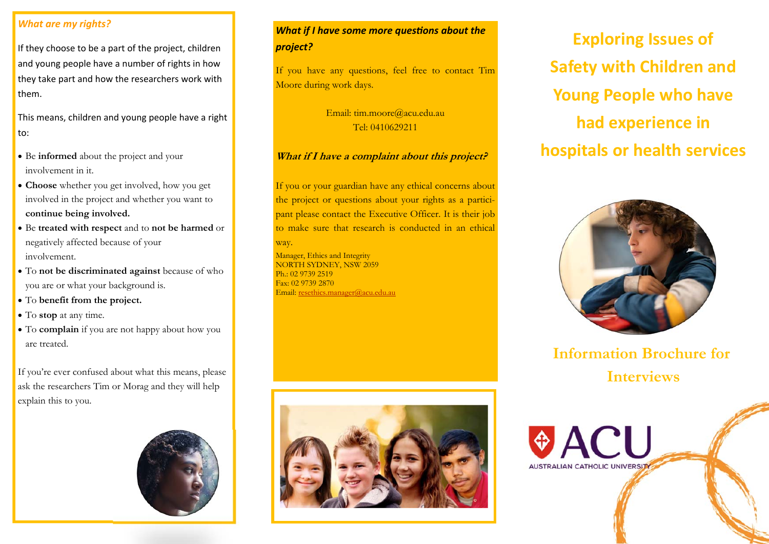### *What are my rights?*

If they choose to be a part of the project, children and young people have a number of rights in how they take part and how the researchers work with them.

This means, children and young people have a right to:

- Be **informed** about the project and your involvement in it.
- **Choose** whether you get involved, how you get involved in the project and whether you want to **continue being involved.**
- Be **treated with respect** and to **not be harmed** or negatively affected because of your involvement.
- To **not be discriminated against** because of who you are or what your background is.
- To **benefit from the project.**
- To **stop** at any time.
- To **complain** if you are not happy about how you are treated.

If you're ever confused about what this means, please ask the researchers Tim or Morag and they will help explain this to you.

### *What if I have some more questions about the project?*

If you have any questions, feel free to contact Tim Moore during work days.

Email: tim.moore@acu.edu.au
Tel: 0410629211

### *What if I have a complaint about this project?*

If you or your guardian have any ethical concerns about the project or questions about your rights as a participant please contact the Executive Officer. It is their job to make sure that research is conducted in an ethical way.

Manager, Ethics and Integrity
NORTH SYDNEY, NSW 2059
Ph.: 02 9739 2519
Fax: 02 9739 2870
Email: resethics.manager@acu.edu.au

# Exploring Issues of Safety with Children and Young People who have had experience in hospitals or health services

## Information Brochure for Interviews

ACU
AUSTRALIAN CATHOLIC UNIVERSITY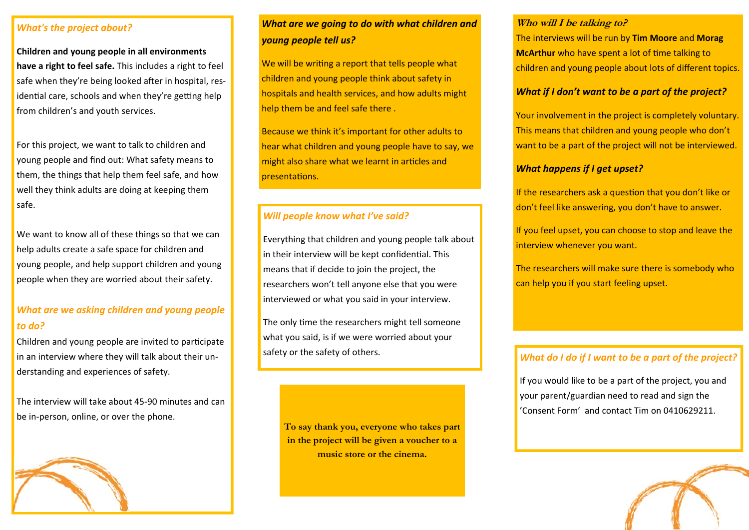## *What's the project about?*

**Children and young people in all environments have a right to feel safe.** This includes a right to feel safe when they're being looked after in hospital, residential care, schools and when they're getting help from children's and youth services.

For this project, we want to talk to children and young people and find out: What safety means to them, the things that help them feel safe, and how well they think adults are doing at keeping them safe.

We want to know all of these things so that we can help adults create a safe space for children and young people, and help support children and young people when they are worried about their safety.

## *What are we asking children and young people to do?*

Children and young people are invited to participate in an interview where they will talk about their understanding and experiences of safety.

The interview will take about 45-90 minutes and can be in-person, online, or over the phone.

## *What are we going to do with what children and young people tell us?*

We will be writing a report that tells people what children and young people think about safety in hospitals and health services, and how adults might help them be and feel safe there .

Because we think it's important for other adults to hear what children and young people have to say, we might also share what we learnt in articles and presentations.

## *Will people know what I've said?*

Everything that children and young people talk about in their interview will be kept confidential. This means that if decide to join the project, the researchers won't tell anyone else that you were interviewed or what you said in your interview.

The only time the researchers might tell someone what you said, is if we were worried about your safety or the safety of others.

**To say thank you, everyone who takes part in the project will be given a voucher to a music store or the cinema.**

## *Who will I be talking to?*

The interviews will be run by **Tim Moore** and **Morag McArthur** who have spent a lot of time talking to children and young people about lots of different topics.

## *What if I don't want to be a part of the project?*

Your involvement in the project is completely voluntary. This means that children and young people who don't want to be a part of the project will not be interviewed.

## *What happens if I get upset?*

If the researchers ask a question that you don't like or don't feel like answering, you don't have to answer.

If you feel upset, you can choose to stop and leave the interview whenever you want.

The researchers will make sure there is somebody who can help you if you start feeling upset.

## *What do I do if I want to be a part of the project?*

If you would like to be a part of the project, you and your parent/guardian need to read and sign the 'Consent Form' and contact Tim on 0410629211.